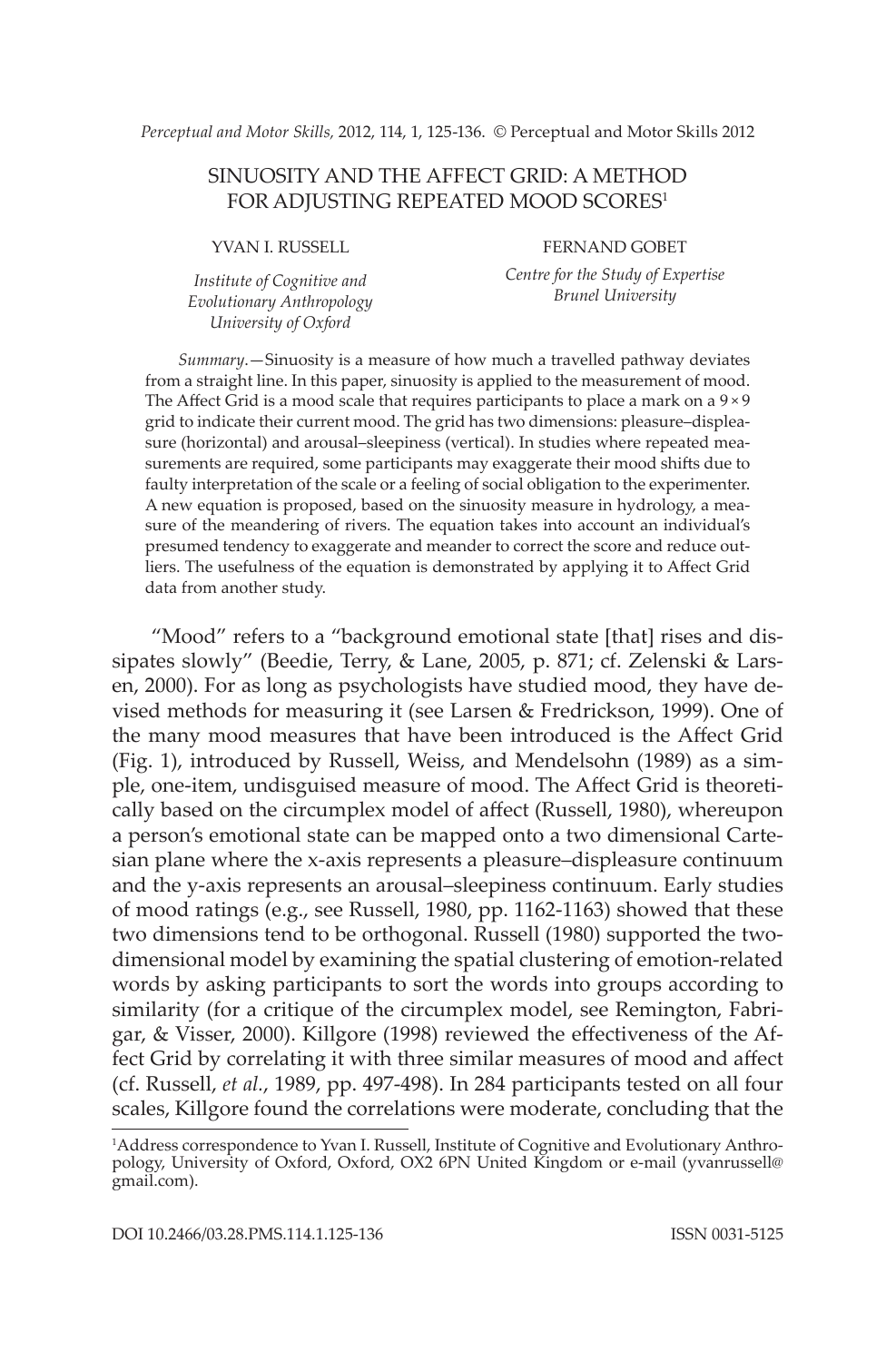# SINUOSITY AND THE AFFECT GRID: A METHOD FOR ADJUSTING REPEATED MOOD SCORES[1]

YVAN I. RUSSELL

*Institute of Cognitive and Evolutionary Anthropology University of Oxford*

FERNAND GOBET

*Centre for the Study of Expertise Brunel University*

*Summary.*—Sinuosity is a measure of how much a travelled pathway deviates from a straight line. In this paper, sinuosity is applied to the measurement of mood. The Affect Grid is a mood scale that requires participants to place a mark on a 9 × 9 grid to indicate their current mood. The grid has two dimensions: pleasure–displeasure (horizontal) and arousal–sleepiness (vertical). In studies where repeated measurements are required, some participants may exaggerate their mood shifts due to faulty interpretation of the scale or a feeling of social obligation to the experimenter. A new equation is proposed, based on the sinuosity measure in hydrology, a measure of the meandering of rivers. The equation takes into account an individual's presumed tendency to exaggerate and meander to correct the score and reduce outliers. The usefulness of the equation is demonstrated by applying it to Affect Grid data from another study.

"Mood" refers to a "background emotional state [that] rises and dissipates slowly" (Beedie, Terry, & Lane, 2005, p. 871; cf. Zelenski & Larsen, 2000). For as long as psychologists have studied mood, they have devised methods for measuring it (see Larsen & Fredrickson, 1999). One of the many mood measures that have been introduced is the Affect Grid (Fig. 1), introduced by Russell, Weiss, and Mendelsohn (1989) as a simple, one-item, undisguised measure of mood. The Affect Grid is theoretically based on the circumplex model of affect (Russell, 1980), whereupon a person's emotional state can be mapped onto a two dimensional Cartesian plane where the x-axis represents a pleasure–displeasure continuum and the y-axis represents an arousal–sleepiness continuum. Early studies of mood ratings (e.g., see Russell, 1980, pp. 1162-1163) showed that these two dimensions tend to be orthogonal. Russell (1980) supported the two-dimensional model by examining the spatial clustering of emotion-related words by asking participants to sort the words into groups according to similarity (for a critique of the circumplex model, see Remington, Fabrigar, & Visser, 2000). Killgore (1998) reviewed the effectiveness of the Affect Grid by correlating it with three similar measures of mood and affect (cf. Russell, *et al.*, 1989, pp. 497-498). In 284 participants tested on all four scales, Killgore found the correlations were moderate, concluding that the

[1]Address correspondence to Yvan I. Russell, Institute of Cognitive and Evolutionary Anthropology, University of Oxford, Oxford, OX2 6PN United Kingdom or e-mail (yvanrussell@gmail.com).

DOI 10.2466/03.28.PMS.114.1.125-136 ISSN 0031-5125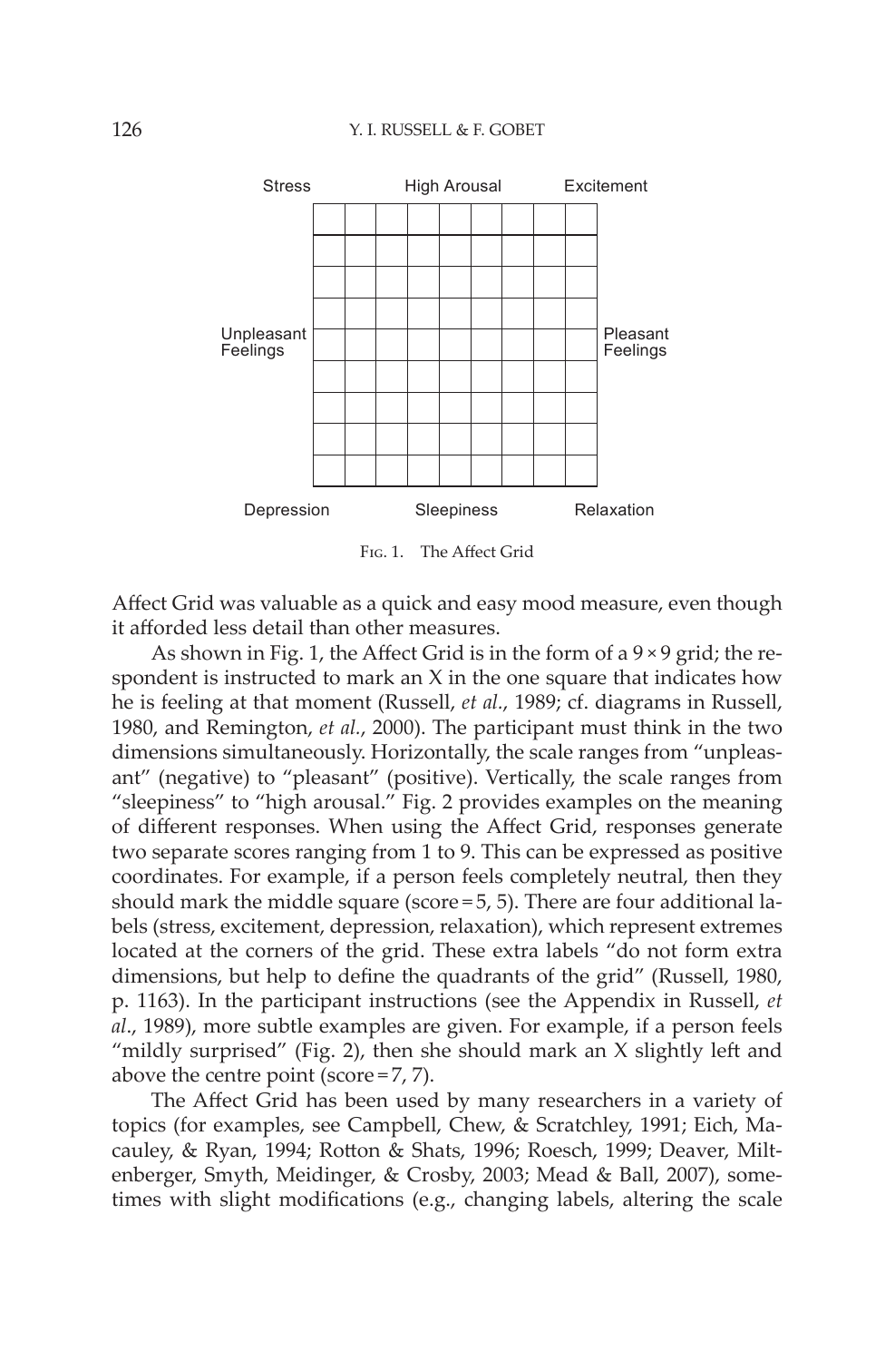Fig. 1. The Affect Grid

Affect Grid was valuable as a quick and easy mood measure, even though it afforded less detail than other measures.

As shown in Fig. 1, the Affect Grid is in the form of a 9 × 9 grid; the respondent is instructed to mark an X in the one square that indicates how he is feeling at that moment (Russell, *et al.*, 1989; cf. diagrams in Russell, 1980, and Remington, *et al.*, 2000). The participant must think in the two dimensions simultaneously. Horizontally, the scale ranges from "unpleasant" (negative) to "pleasant" (positive). Vertically, the scale ranges from "sleepiness" to "high arousal." Fig. 2 provides examples on the meaning of different responses. When using the Affect Grid, responses generate two separate scores ranging from 1 to 9. This can be expressed as positive coordinates. For example, if a person feels completely neutral, then they should mark the middle square (score = 5, 5). There are four additional labels (stress, excitement, depression, relaxation), which represent extremes located at the corners of the grid. These extra labels "do not form extra dimensions, but help to define the quadrants of the grid" (Russell, 1980, p. 1163). In the participant instructions (see the Appendix in Russell, *et al*., 1989), more subtle examples are given. For example, if a person feels "mildly surprised" (Fig. 2), then she should mark an X slightly left and above the centre point (score = 7, 7).

The Affect Grid has been used by many researchers in a variety of topics (for examples, see Campbell, Chew, & Scratchley, 1991; Eich, Macauley, & Ryan, 1994; Rotton & Shats, 1996; Roesch, 1999; Deaver, Miltenberger, Smyth, Meidinger, & Crosby, 2003; Mead & Ball, 2007), sometimes with slight modifications (e.g., changing labels, altering the scale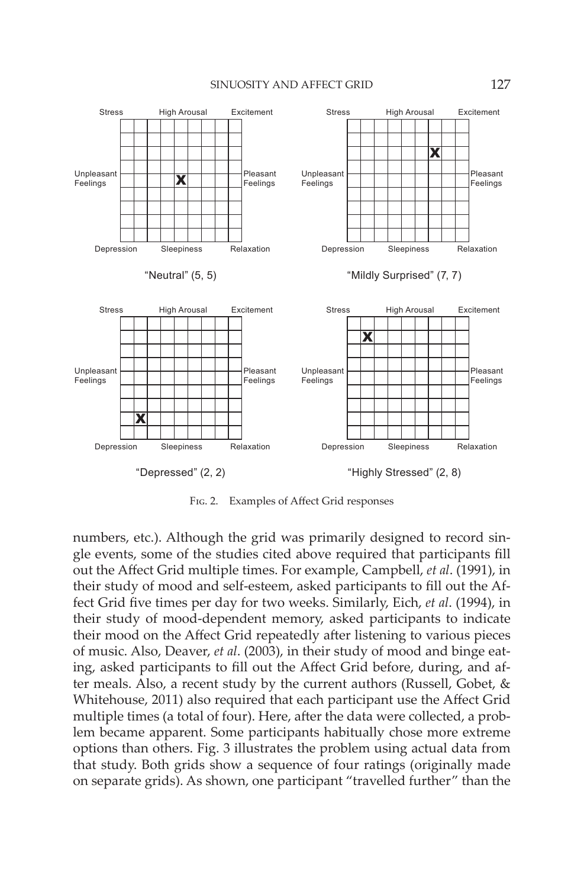Fig. 2. Examples of Affect Grid responses

numbers, etc.). Although the grid was primarily designed to record single events, some of the studies cited above required that participants fill out the Affect Grid multiple times. For example, Campbell, *et al*. (1991), in their study of mood and self-esteem, asked participants to fill out the Affect Grid five times per day for two weeks. Similarly, Eich, *et al*. (1994), in their study of mood-dependent memory, asked participants to indicate their mood on the Affect Grid repeatedly after listening to various pieces of music. Also, Deaver, *et al*. (2003), in their study of mood and binge eating, asked participants to fill out the Affect Grid before, during, and after meals. Also, a recent study by the current authors (Russell, Gobet, & Whitehouse, 2011) also required that each participant use the Affect Grid multiple times (a total of four). Here, after the data were collected, a problem became apparent. Some participants habitually chose more extreme options than others. Fig. 3 illustrates the problem using actual data from that study. Both grids show a sequence of four ratings (originally made on separate grids). As shown, one participant "travelled further" than the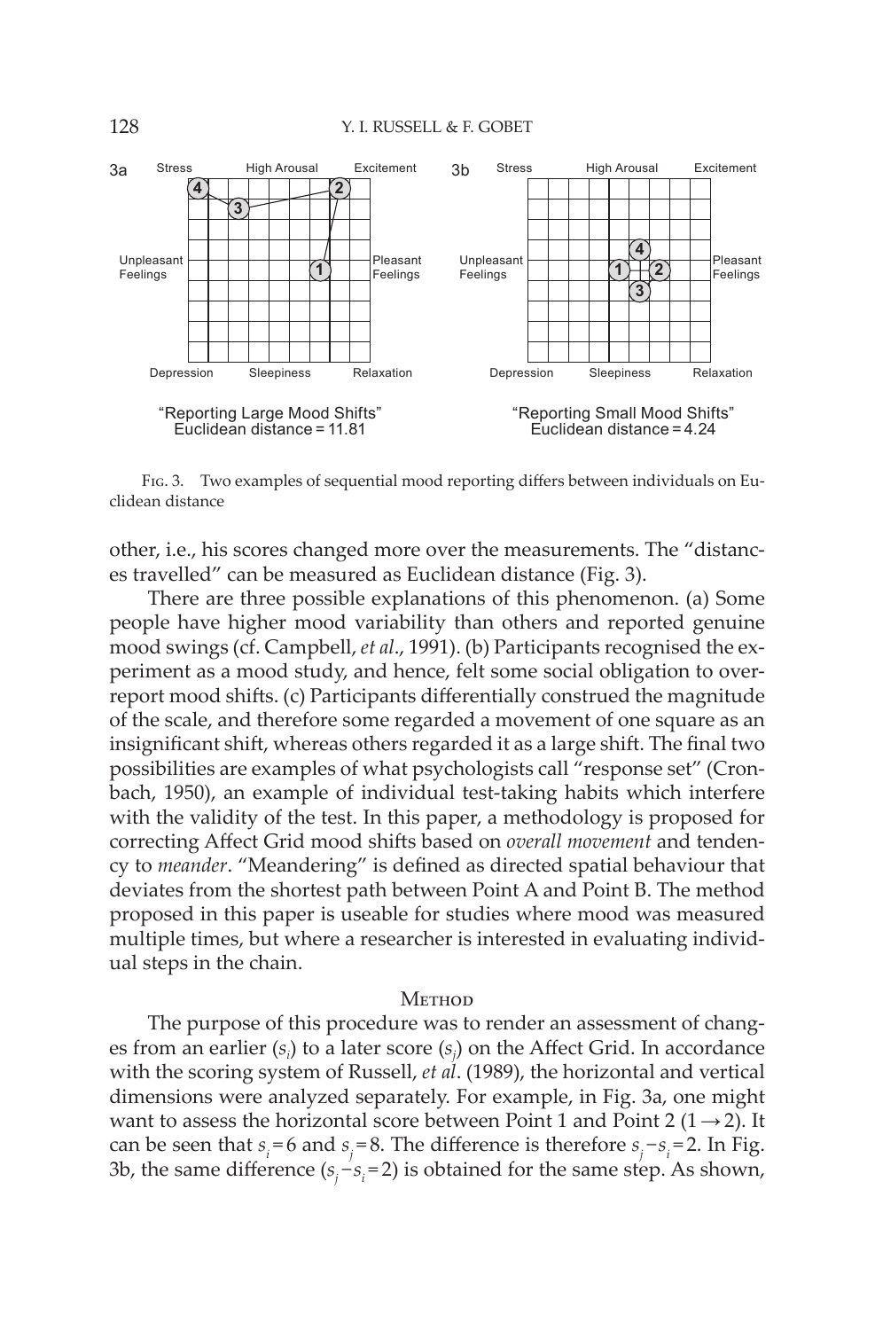Fig. 3. Two examples of sequential mood reporting differs between individuals on Euclidean distance

other, i.e., his scores changed more over the measurements. The "distances travelled" can be measured as Euclidean distance (Fig. 3).

There are three possible explanations of this phenomenon. (a) Some people have higher mood variability than others and reported genuine mood swings (cf. Campbell, *et al*., 1991). (b) Participants recognised the experiment as a mood study, and hence, felt some social obligation to over-report mood shifts. (c) Participants differentially construed the magnitude of the scale, and therefore some regarded a movement of one square as an insignificant shift, whereas others regarded it as a large shift. The final two possibilities are examples of what psychologists call "response set" (Cronbach, 1950), an example of individual test-taking habits which interfere with the validity of the test. In this paper, a methodology is proposed for correcting Affect Grid mood shifts based on *overall movement* and tendency to *meander*. "Meandering" is defined as directed spatial behaviour that deviates from the shortest path between Point A and Point B. The method proposed in this paper is useable for studies where mood was measured multiple times, but where a researcher is interested in evaluating individual steps in the chain.

## Method

The purpose of this procedure was to render an assessment of changes from an earlier ($s_i$) to a later score ($s_j$) on the Affect Grid. In accordance with the scoring system of Russell, *et al*. (1989), the horizontal and vertical dimensions were analyzed separately. For example, in Fig. 3a, one might want to assess the horizontal score between Point 1 and Point 2 ($1 \rightarrow 2$). It can be seen that $s_i = 6$ and $s_j = 8$. The difference is therefore $s_j - s_i = 2$. In Fig. 3b, the same difference ($s_j - s_i = 2$) is obtained for the same step. As shown,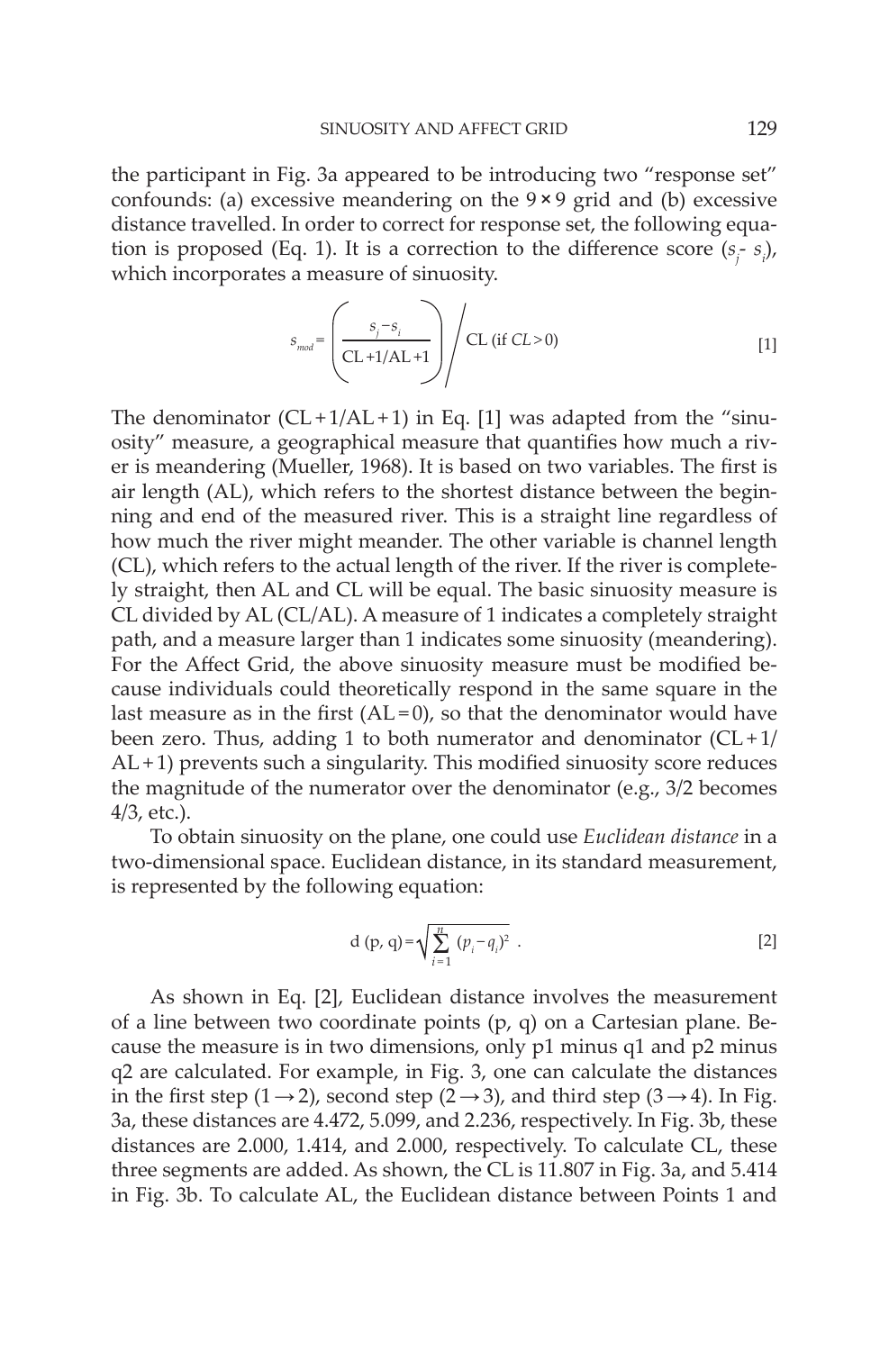the participant in Fig. 3a appeared to be introducing two "response set" confounds: (a) excessive meandering on the 9 × 9 grid and (b) excessive distance travelled. In order to correct for response set, the following equation is proposed (Eq. 1). It is a correction to the difference score ($s_j$- $s_i$), which incorporates a measure of sinuosity.

$$s_{mod} = \left( \frac{s_j - s_i}{\text{CL} + 1/\text{AL} + 1} \right) \bigg/ \text{CL (if } CL > 0) \qquad [1]$$

The denominator (CL + 1/AL + 1) in Eq. [1] was adapted from the "sinuosity" measure, a geographical measure that quantifies how much a river is meandering (Mueller, 1968). It is based on two variables. The first is air length (AL), which refers to the shortest distance between the beginning and end of the measured river. This is a straight line regardless of how much the river might meander. The other variable is channel length (CL), which refers to the actual length of the river. If the river is completely straight, then AL and CL will be equal. The basic sinuosity measure is CL divided by AL (CL/AL). A measure of 1 indicates a completely straight path, and a measure larger than 1 indicates some sinuosity (meandering). For the Affect Grid, the above sinuosity measure must be modified because individuals could theoretically respond in the same square in the last measure as in the first (AL = 0), so that the denominator would have been zero. Thus, adding 1 to both numerator and denominator (CL + 1/ AL + 1) prevents such a singularity. This modified sinuosity score reduces the magnitude of the numerator over the denominator (e.g., 3/2 becomes 4/3, etc.).

To obtain sinuosity on the plane, one could use *Euclidean distance* in a two-dimensional space. Euclidean distance, in its standard measurement, is represented by the following equation:

$$\text{d (p, q)} = \sqrt{\sum_{i=1}^{n} (p_i - q_i)^2} \ . \qquad [2]$$

As shown in Eq. [2], Euclidean distance involves the measurement of a line between two coordinate points (p, q) on a Cartesian plane. Because the measure is in two dimensions, only p1 minus q1 and p2 minus q2 are calculated. For example, in Fig. 3, one can calculate the distances in the first step (1 → 2), second step (2 → 3), and third step (3 → 4). In Fig. 3a, these distances are 4.472, 5.099, and 2.236, respectively. In Fig. 3b, these distances are 2.000, 1.414, and 2.000, respectively. To calculate CL, these three segments are added. As shown, the CL is 11.807 in Fig. 3a, and 5.414 in Fig. 3b. To calculate AL, the Euclidean distance between Points 1 and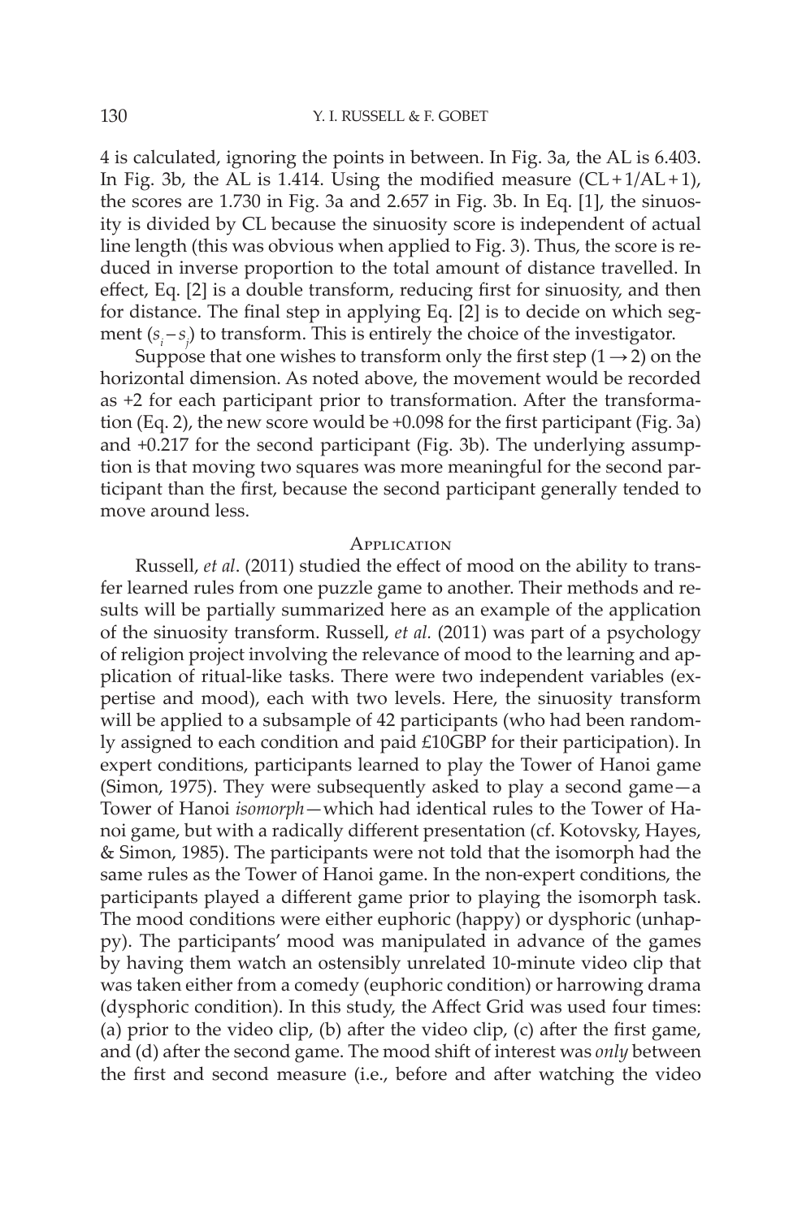4 is calculated, ignoring the points in between. In Fig. 3a, the AL is 6.403. In Fig. 3b, the AL is 1.414. Using the modified measure $(CL + 1/AL + 1)$, the scores are 1.730 in Fig. 3a and 2.657 in Fig. 3b. In Eq. [1], the sinuosity is divided by CL because the sinuosity score is independent of actual line length (this was obvious when applied to Fig. 3). Thus, the score is reduced in inverse proportion to the total amount of distance travelled. In effect, Eq. [2] is a double transform, reducing first for sinuosity, and then for distance. The final step in applying Eq. [2] is to decide on which segment $(s_i - s_j)$ to transform. This is entirely the choice of the investigator.

Suppose that one wishes to transform only the first step $(1 \rightarrow 2)$ on the horizontal dimension. As noted above, the movement would be recorded as +2 for each participant prior to transformation. After the transformation (Eq. 2), the new score would be +0.098 for the first participant (Fig. 3a) and +0.217 for the second participant (Fig. 3b). The underlying assumption is that moving two squares was more meaningful for the second participant than the first, because the second participant generally tended to move around less.

## Application

Russell, *et al*. (2011) studied the effect of mood on the ability to transfer learned rules from one puzzle game to another. Their methods and results will be partially summarized here as an example of the application of the sinuosity transform. Russell, *et al.* (2011) was part of a psychology of religion project involving the relevance of mood to the learning and application of ritual-like tasks. There were two independent variables (expertise and mood), each with two levels. Here, the sinuosity transform will be applied to a subsample of 42 participants (who had been randomly assigned to each condition and paid £10GBP for their participation). In expert conditions, participants learned to play the Tower of Hanoi game (Simon, 1975). They were subsequently asked to play a second game—a Tower of Hanoi *isomorph*—which had identical rules to the Tower of Hanoi game, but with a radically different presentation (cf. Kotovsky, Hayes, & Simon, 1985). The participants were not told that the isomorph had the same rules as the Tower of Hanoi game. In the non-expert conditions, the participants played a different game prior to playing the isomorph task. The mood conditions were either euphoric (happy) or dysphoric (unhappy). The participants' mood was manipulated in advance of the games by having them watch an ostensibly unrelated 10-minute video clip that was taken either from a comedy (euphoric condition) or harrowing drama (dysphoric condition). In this study, the Affect Grid was used four times: (a) prior to the video clip, (b) after the video clip, (c) after the first game, and (d) after the second game. The mood shift of interest was *only* between the first and second measure (i.e., before and after watching the video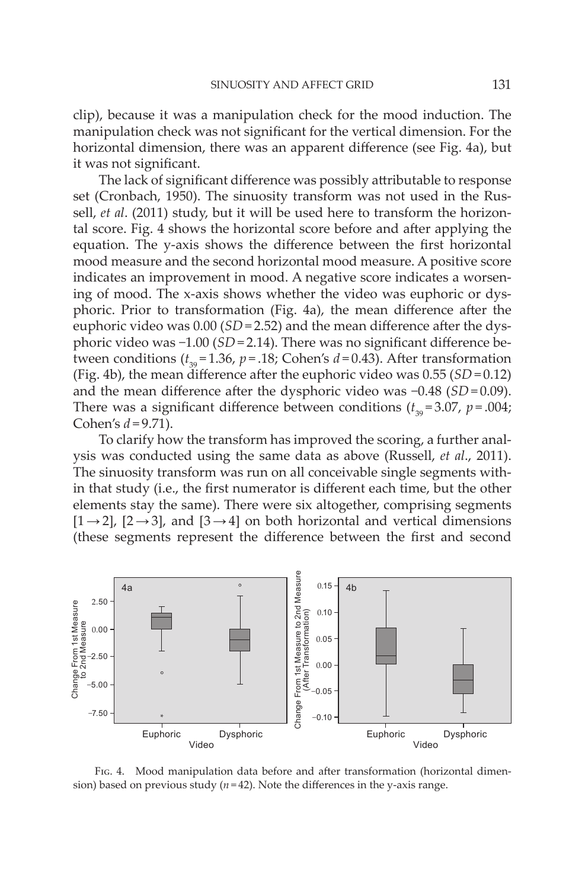clip), because it was a manipulation check for the mood induction. The manipulation check was not significant for the vertical dimension. For the horizontal dimension, there was an apparent difference (see Fig. 4a), but it was not significant.

The lack of significant difference was possibly attributable to response set (Cronbach, 1950). The sinuosity transform was not used in the Russell, *et al*. (2011) study, but it will be used here to transform the horizontal score. Fig. 4 shows the horizontal score before and after applying the equation. The y-axis shows the difference between the first horizontal mood measure and the second horizontal mood measure. A positive score indicates an improvement in mood. A negative score indicates a worsening of mood. The x-axis shows whether the video was euphoric or dysphoric. Prior to transformation (Fig. 4a), the mean difference after the euphoric video was 0.00 ($SD = 2.52$) and the mean difference after the dysphoric video was −1.00 ($SD = 2.14$). There was no significant difference between conditions ($t_{39} = 1.36$, $p = .18$; Cohen's $d = 0.43$). After transformation (Fig. 4b), the mean difference after the euphoric video was 0.55 ($SD = 0.12$) and the mean difference after the dysphoric video was −0.48 ($SD = 0.09$). There was a significant difference between conditions ($t_{39} = 3.07$, $p = .004$; Cohen's $d = 9.71$).

To clarify how the transform has improved the scoring, a further analysis was conducted using the same data as above (Russell, *et al*., 2011). The sinuosity transform was run on all conceivable single segments within that study (i.e., the first numerator is different each time, but the other elements stay the same). There were six altogether, comprising segments $[1 \rightarrow 2]$, $[2 \rightarrow 3]$, and $[3 \rightarrow 4]$ on both horizontal and vertical dimensions (these segments represent the difference between the first and second

Fig. 4. Mood manipulation data before and after transformation (horizontal dimension) based on previous study ($n = 42$). Note the differences in the y-axis range.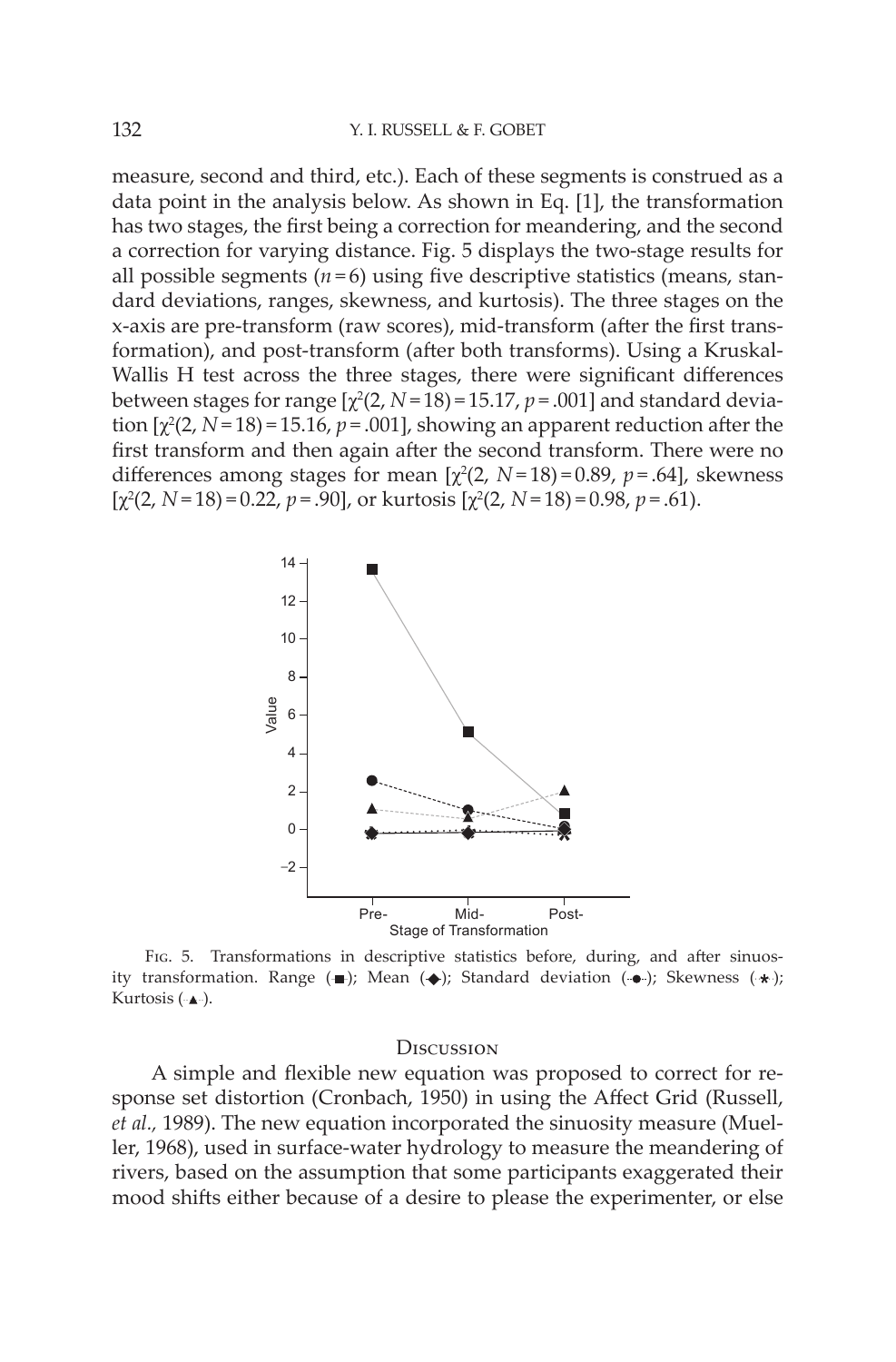measure, second and third, etc.). Each of these segments is construed as a data point in the analysis below. As shown in Eq. [1], the transformation has two stages, the first being a correction for meandering, and the second a correction for varying distance. Fig. 5 displays the two-stage results for all possible segments ($n = 6$) using five descriptive statistics (means, standard deviations, ranges, skewness, and kurtosis). The three stages on the x-axis are pre-transform (raw scores), mid-transform (after the first transformation), and post-transform (after both transforms). Using a Kruskal-Wallis H test across the three stages, there were significant differences between stages for range [$\chi^2(2, N = 18) = 15.17$, $p = .001$] and standard deviation [$\chi^2(2, N = 18) = 15.16$, $p = .001$], showing an apparent reduction after the first transform and then again after the second transform. There were no differences among stages for mean [$\chi^2(2, N = 18) = 0.89$, $p = .64$], skewness [$\chi^2(2, N = 18) = 0.22$, $p = .90$], or kurtosis [$\chi^2(2, N = 18) = 0.98$, $p = .61$].

Fig. 5. Transformations in descriptive statistics before, during, and after sinuosity transformation. Range (■); Mean (◆); Standard deviation (··●··); Skewness (·✱·); Kurtosis (·▲·).

## Discussion

A simple and flexible new equation was proposed to correct for response set distortion (Cronbach, 1950) in using the Affect Grid (Russell, *et al.,* 1989). The new equation incorporated the sinuosity measure (Mueller, 1968), used in surface-water hydrology to measure the meandering of rivers, based on the assumption that some participants exaggerated their mood shifts either because of a desire to please the experimenter, or else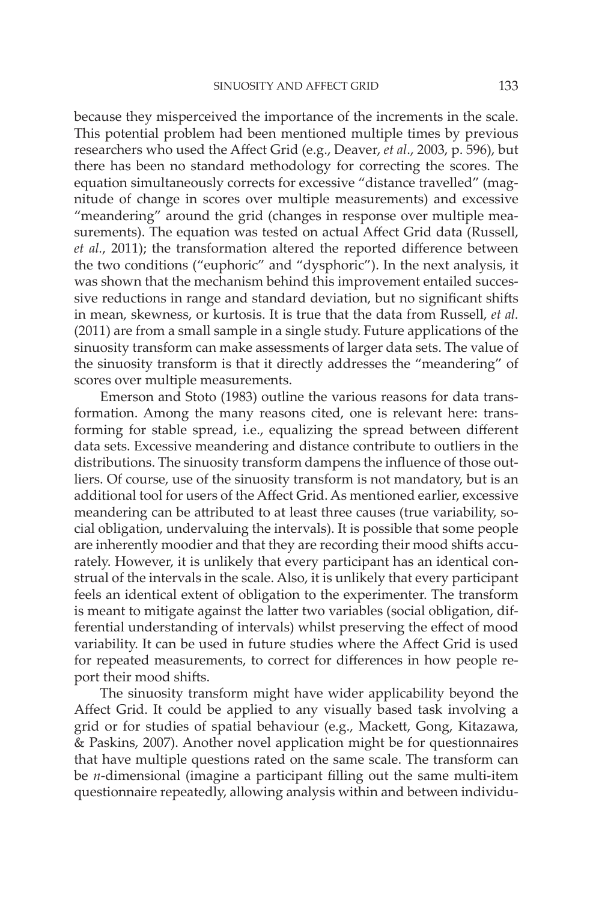because they misperceived the importance of the increments in the scale. This potential problem had been mentioned multiple times by previous researchers who used the Affect Grid (e.g., Deaver, *et al*., 2003, p. 596), but there has been no standard methodology for correcting the scores. The equation simultaneously corrects for excessive "distance travelled" (magnitude of change in scores over multiple measurements) and excessive "meandering" around the grid (changes in response over multiple measurements). The equation was tested on actual Affect Grid data (Russell, *et al*., 2011); the transformation altered the reported difference between the two conditions ("euphoric" and "dysphoric"). In the next analysis, it was shown that the mechanism behind this improvement entailed successive reductions in range and standard deviation, but no significant shifts in mean, skewness, or kurtosis. It is true that the data from Russell, *et al.* (2011) are from a small sample in a single study. Future applications of the sinuosity transform can make assessments of larger data sets. The value of the sinuosity transform is that it directly addresses the "meandering" of scores over multiple measurements.

Emerson and Stoto (1983) outline the various reasons for data transformation. Among the many reasons cited, one is relevant here: transforming for stable spread, i.e., equalizing the spread between different data sets. Excessive meandering and distance contribute to outliers in the distributions. The sinuosity transform dampens the influence of those outliers. Of course, use of the sinuosity transform is not mandatory, but is an additional tool for users of the Affect Grid. As mentioned earlier, excessive meandering can be attributed to at least three causes (true variability, social obligation, undervaluing the intervals). It is possible that some people are inherently moodier and that they are recording their mood shifts accurately. However, it is unlikely that every participant has an identical construal of the intervals in the scale. Also, it is unlikely that every participant feels an identical extent of obligation to the experimenter. The transform is meant to mitigate against the latter two variables (social obligation, differential understanding of intervals) whilst preserving the effect of mood variability. It can be used in future studies where the Affect Grid is used for repeated measurements, to correct for differences in how people report their mood shifts.

The sinuosity transform might have wider applicability beyond the Affect Grid. It could be applied to any visually based task involving a grid or for studies of spatial behaviour (e.g., Mackett, Gong, Kitazawa, & Paskins, 2007). Another novel application might be for questionnaires that have multiple questions rated on the same scale. The transform can be $n$-dimensional (imagine a participant filling out the same multi-item questionnaire repeatedly, allowing analysis within and between individu-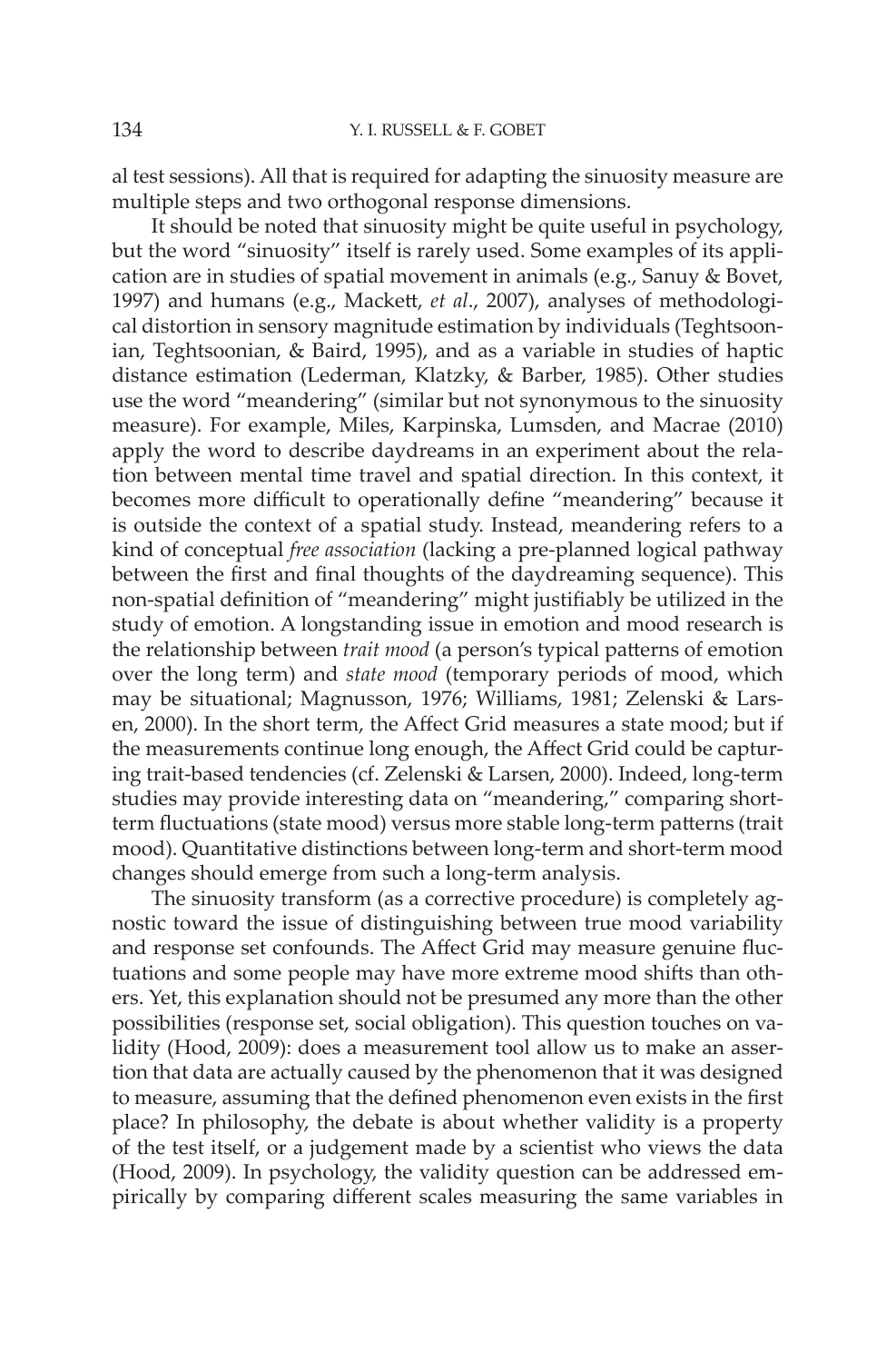al test sessions). All that is required for adapting the sinuosity measure are multiple steps and two orthogonal response dimensions.

It should be noted that sinuosity might be quite useful in psychology, but the word "sinuosity" itself is rarely used. Some examples of its application are in studies of spatial movement in animals (e.g., Sanuy & Bovet, 1997) and humans (e.g., Mackett, *et al*., 2007), analyses of methodological distortion in sensory magnitude estimation by individuals (Teghtsoonian, Teghtsoonian, & Baird, 1995), and as a variable in studies of haptic distance estimation (Lederman, Klatzky, & Barber, 1985). Other studies use the word "meandering" (similar but not synonymous to the sinuosity measure). For example, Miles, Karpinska, Lumsden, and Macrae (2010) apply the word to describe daydreams in an experiment about the relation between mental time travel and spatial direction. In this context, it becomes more difficult to operationally define "meandering" because it is outside the context of a spatial study. Instead, meandering refers to a kind of conceptual *free association* (lacking a pre-planned logical pathway between the first and final thoughts of the daydreaming sequence). This non-spatial definition of "meandering" might justifiably be utilized in the study of emotion. A longstanding issue in emotion and mood research is the relationship between *trait mood* (a person's typical patterns of emotion over the long term) and *state mood* (temporary periods of mood, which may be situational; Magnusson, 1976; Williams, 1981; Zelenski & Larsen, 2000). In the short term, the Affect Grid measures a state mood; but if the measurements continue long enough, the Affect Grid could be capturing trait-based tendencies (cf. Zelenski & Larsen, 2000). Indeed, long-term studies may provide interesting data on "meandering," comparing short-term fluctuations (state mood) versus more stable long-term patterns (trait mood). Quantitative distinctions between long-term and short-term mood changes should emerge from such a long-term analysis.

The sinuosity transform (as a corrective procedure) is completely agnostic toward the issue of distinguishing between true mood variability and response set confounds. The Affect Grid may measure genuine fluctuations and some people may have more extreme mood shifts than others. Yet, this explanation should not be presumed any more than the other possibilities (response set, social obligation). This question touches on validity (Hood, 2009): does a measurement tool allow us to make an assertion that data are actually caused by the phenomenon that it was designed to measure, assuming that the defined phenomenon even exists in the first place? In philosophy, the debate is about whether validity is a property of the test itself, or a judgement made by a scientist who views the data (Hood, 2009). In psychology, the validity question can be addressed empirically by comparing different scales measuring the same variables in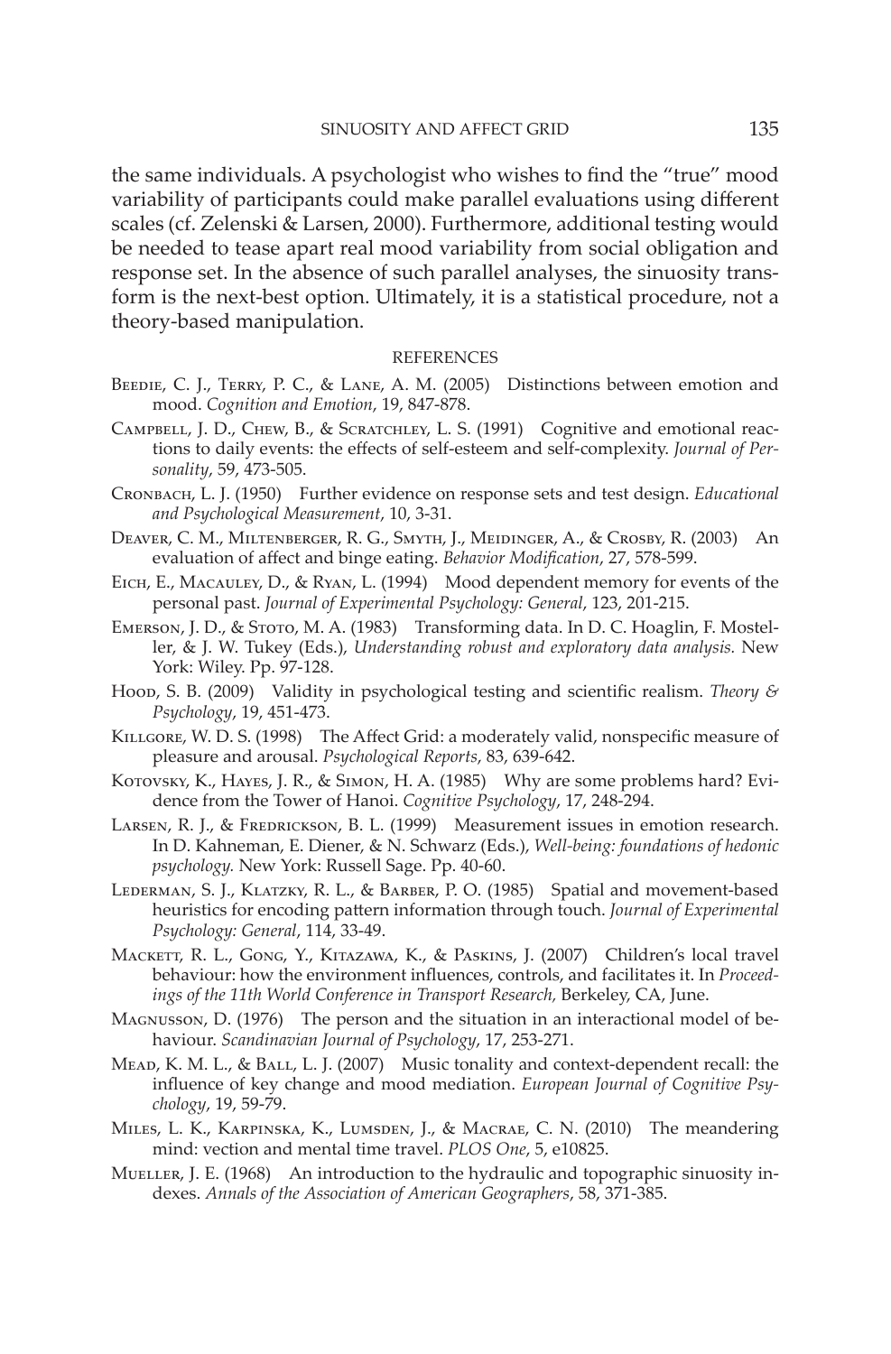the same individuals. A psychologist who wishes to find the "true" mood variability of participants could make parallel evaluations using different scales (cf. Zelenski & Larsen, 2000). Furthermore, additional testing would be needed to tease apart real mood variability from social obligation and response set. In the absence of such parallel analyses, the sinuosity transform is the next-best option. Ultimately, it is a statistical procedure, not a theory-based manipulation.

## REFERENCES

Beedie, C. J., Terry, P. C., & Lane, A. M. (2005) Distinctions between emotion and mood. *Cognition and Emotion*, 19, 847-878.

Campbell, J. D., Chew, B., & Scratchley, L. S. (1991) Cognitive and emotional reactions to daily events: the effects of self-esteem and self-complexity. *Journal of Personality*, 59, 473-505.

Cronbach, L. J. (1950) Further evidence on response sets and test design. *Educational and Psychological Measurement*, 10, 3-31.

Deaver, C. M., Miltenberger, R. G., Smyth, J., Meidinger, A., & Crosby, R. (2003) An evaluation of affect and binge eating. *Behavior Modification*, 27, 578-599.

Eich, E., Macauley, D., & Ryan, L. (1994) Mood dependent memory for events of the personal past. *Journal of Experimental Psychology: General*, 123, 201-215.

Emerson, J. D., & Stoto, M. A. (1983) Transforming data. In D. C. Hoaglin, F. Mosteller, & J. W. Tukey (Eds.), *Understanding robust and exploratory data analysis.* New York: Wiley. Pp. 97-128.

Hood, S. B. (2009) Validity in psychological testing and scientific realism. *Theory & Psychology*, 19, 451-473.

Killgore, W. D. S. (1998) The Affect Grid: a moderately valid, nonspecific measure of pleasure and arousal. *Psychological Reports*, 83, 639-642.

Kotovsky, K., Hayes, J. R., & Simon, H. A. (1985) Why are some problems hard? Evidence from the Tower of Hanoi. *Cognitive Psychology*, 17, 248-294.

Larsen, R. J., & Fredrickson, B. L. (1999) Measurement issues in emotion research. In D. Kahneman, E. Diener, & N. Schwarz (Eds.), *Well-being: foundations of hedonic psychology.* New York: Russell Sage. Pp. 40-60.

Lederman, S. J., Klatzky, R. L., & Barber, P. O. (1985) Spatial and movement-based heuristics for encoding pattern information through touch. *Journal of Experimental Psychology: General*, 114, 33-49.

Mackett, R. L., Gong, Y., Kitazawa, K., & Paskins, J. (2007) Children's local travel behaviour: how the environment influences, controls, and facilitates it. In *Proceedings of the 11th World Conference in Transport Research*, Berkeley, CA, June.

Magnusson, D. (1976) The person and the situation in an interactional model of behaviour. *Scandinavian Journal of Psychology*, 17, 253-271.

Mead, K. M. L., & Ball, L. J. (2007) Music tonality and context-dependent recall: the influence of key change and mood mediation. *European Journal of Cognitive Psychology*, 19, 59-79.

Miles, L. K., Karpinska, K., Lumsden, J., & Macrae, C. N. (2010) The meandering mind: vection and mental time travel. *PLOS One*, 5, e10825.

Mueller, J. E. (1968) An introduction to the hydraulic and topographic sinuosity indexes. *Annals of the Association of American Geographers*, 58, 371-385.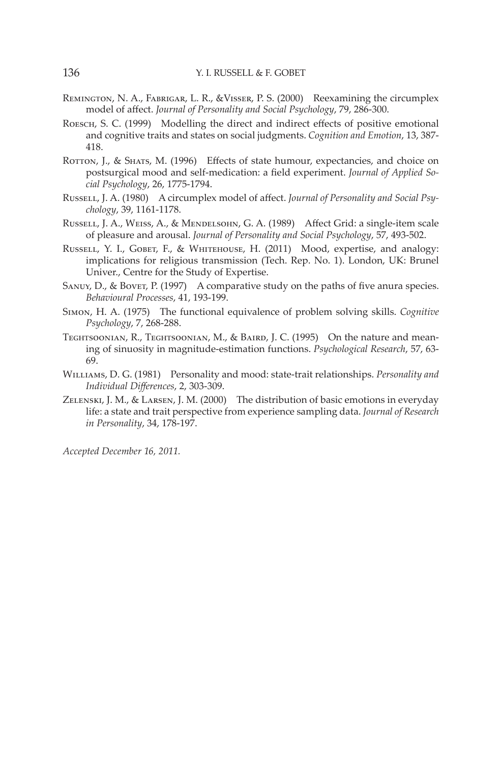Remington, N. A., Fabrigar, L. R., &Visser, P. S. (2000) Reexamining the circumplex model of affect. *Journal of Personality and Social Psychology*, 79, 286-300.

Roesch, S. C. (1999) Modelling the direct and indirect effects of positive emotional and cognitive traits and states on social judgments. *Cognition and Emotion*, 13, 387-418.

Rotton, J., & Shats, M. (1996) Effects of state humour, expectancies, and choice on postsurgical mood and self-medication: a field experiment. *Journal of Applied Social Psychology*, 26, 1775-1794.

Russell, J. A. (1980) A circumplex model of affect. *Journal of Personality and Social Psychology*, 39, 1161-1178.

Russell, J. A., Weiss, A., & Mendelsohn, G. A. (1989) Affect Grid: a single-item scale of pleasure and arousal. *Journal of Personality and Social Psychology*, 57, 493-502.

Russell, Y. I., Gobet, F., & Whitehouse, H. (2011) Mood, expertise, and analogy: implications for religious transmission (Tech. Rep. No. 1). London, UK: Brunel Univer., Centre for the Study of Expertise.

Sanuy, D., & Bovet, P. (1997) A comparative study on the paths of five anura species. *Behavioural Processes*, 41, 193-199.

Simon, H. A. (1975) The functional equivalence of problem solving skills. *Cognitive Psychology*, 7, 268-288.

Teghtsoonian, R., Teghtsoonian, M., & Baird, J. C. (1995) On the nature and meaning of sinuosity in magnitude-estimation functions. *Psychological Research*, 57, 63-69.

Williams, D. G. (1981) Personality and mood: state-trait relationships. *Personality and Individual Differences*, 2, 303-309.

Zelenski, J. M., & Larsen, J. M. (2000) The distribution of basic emotions in everyday life: a state and trait perspective from experience sampling data. *Journal of Research in Personality*, 34, 178-197.

*Accepted December 16, 2011.*